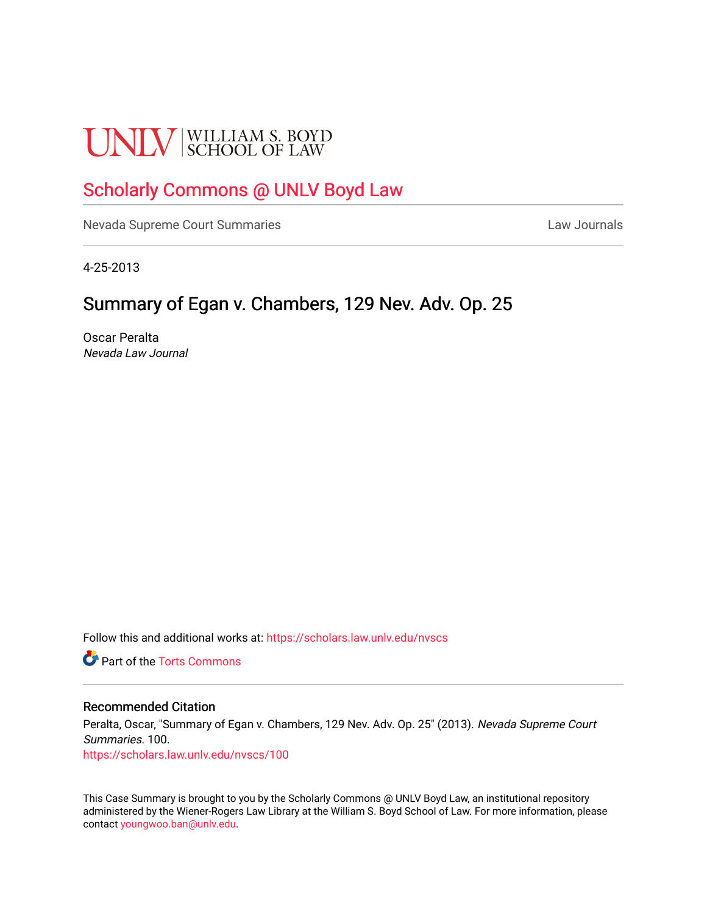UNLV | WILLIAM S. BOYD SCHOOL OF LAW

# Scholarly Commons @ UNLV Boyd Law

Nevada Supreme Court Summaries | Law Journals

4-25-2013

## Summary of Egan v. Chambers, 129 Nev. Adv. Op. 25

Oscar Peralta
*Nevada Law Journal*

Follow this and additional works at: https://scholars.law.unlv.edu/nvscs

Part of the Torts Commons

### Recommended Citation

Peralta, Oscar, "Summary of Egan v. Chambers, 129 Nev. Adv. Op. 25" (2013). *Nevada Supreme Court Summaries*. 100.
https://scholars.law.unlv.edu/nvscs/100

This Case Summary is brought to you by the Scholarly Commons @ UNLV Boyd Law, an institutional repository administered by the Wiener-Rogers Law Library at the William S. Boyd School of Law. For more information, please contact youngwoo.ban@unlv.edu.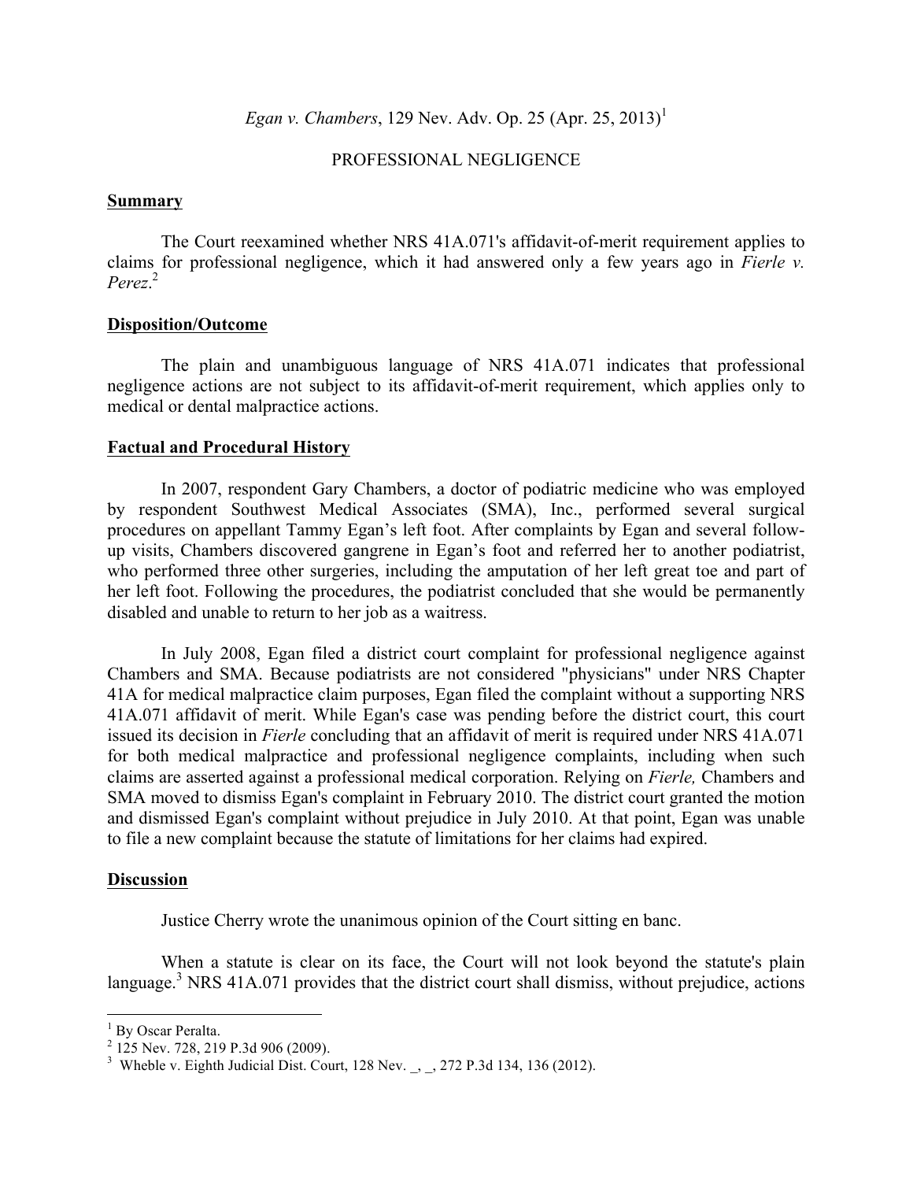*Egan v. Chambers*, 129 Nev. Adv. Op. 25 (Apr. 25, 2013)[1]

PROFESSIONAL NEGLIGENCE

**Summary**

The Court reexamined whether NRS 41A.071's affidavit-of-merit requirement applies to claims for professional negligence, which it had answered only a few years ago in *Fierle v. Perez*.[2]

**Disposition/Outcome**

The plain and unambiguous language of NRS 41A.071 indicates that professional negligence actions are not subject to its affidavit-of-merit requirement, which applies only to medical or dental malpractice actions.

**Factual and Procedural History**

In 2007, respondent Gary Chambers, a doctor of podiatric medicine who was employed by respondent Southwest Medical Associates (SMA), Inc., performed several surgical procedures on appellant Tammy Egan's left foot. After complaints by Egan and several follow-up visits, Chambers discovered gangrene in Egan's foot and referred her to another podiatrist, who performed three other surgeries, including the amputation of her left great toe and part of her left foot. Following the procedures, the podiatrist concluded that she would be permanently disabled and unable to return to her job as a waitress.

In July 2008, Egan filed a district court complaint for professional negligence against Chambers and SMA. Because podiatrists are not considered "physicians" under NRS Chapter 41A for medical malpractice claim purposes, Egan filed the complaint without a supporting NRS 41A.071 affidavit of merit. While Egan's case was pending before the district court, this court issued its decision in *Fierle* concluding that an affidavit of merit is required under NRS 41A.071 for both medical malpractice and professional negligence complaints, including when such claims are asserted against a professional medical corporation. Relying on *Fierle,* Chambers and SMA moved to dismiss Egan's complaint in February 2010. The district court granted the motion and dismissed Egan's complaint without prejudice in July 2010. At that point, Egan was unable to file a new complaint because the statute of limitations for her claims had expired.

**Discussion**

Justice Cherry wrote the unanimous opinion of the Court sitting en banc.

When a statute is clear on its face, the Court will not look beyond the statute's plain language.[3] NRS 41A.071 provides that the district court shall dismiss, without prejudice, actions

---

[1] By Oscar Peralta.

[2] 125 Nev. 728, 219 P.3d 906 (2009).

[3] Wheble v. Eighth Judicial Dist. Court, 128 Nev. _, _, 272 P.3d 134, 136 (2012).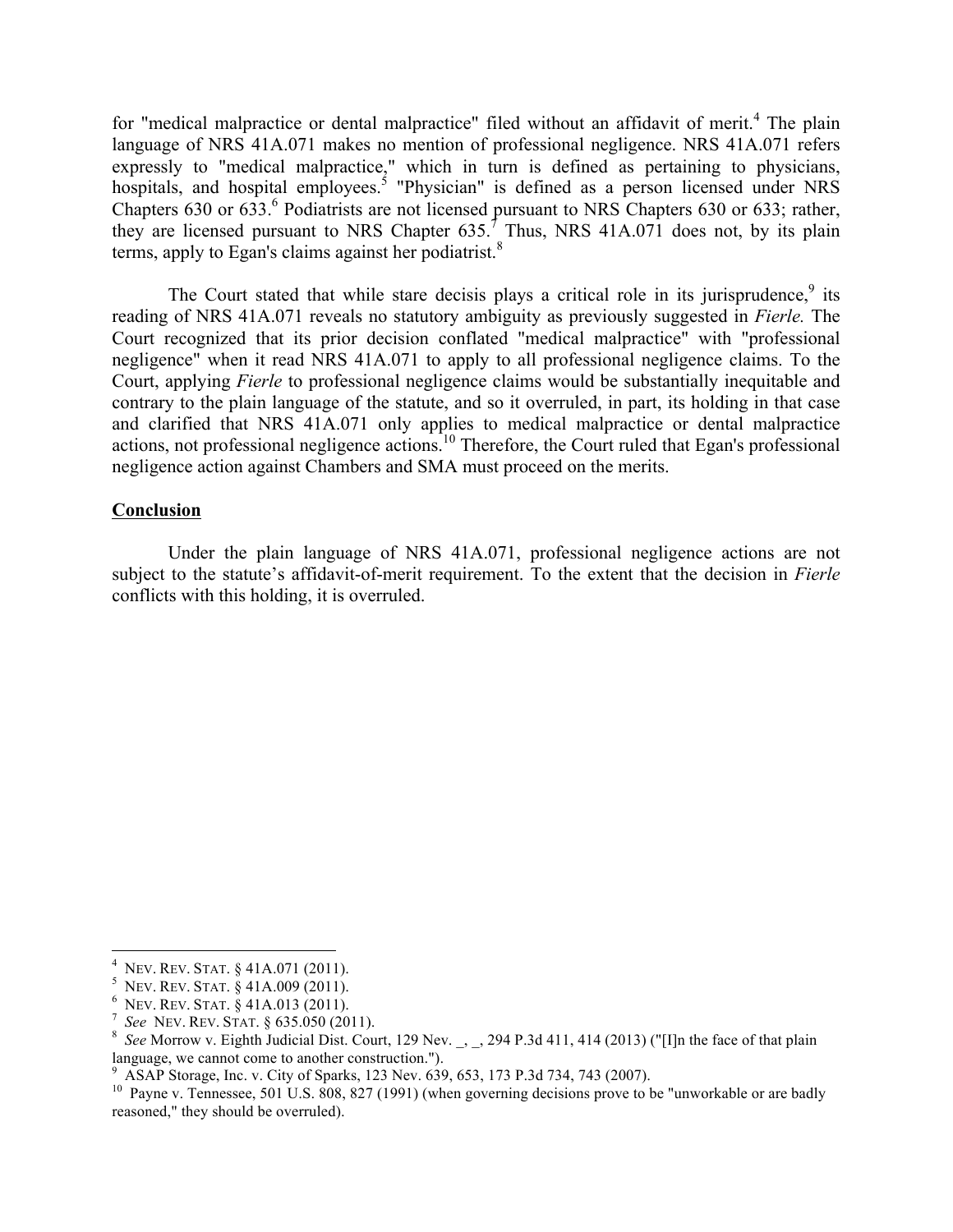for "medical malpractice or dental malpractice" filed without an affidavit of merit.[4] The plain language of NRS 41A.071 makes no mention of professional negligence. NRS 41A.071 refers expressly to "medical malpractice," which in turn is defined as pertaining to physicians, hospitals, and hospital employees.[5] "Physician" is defined as a person licensed under NRS Chapters 630 or 633.[6] Podiatrists are not licensed pursuant to NRS Chapters 630 or 633; rather, they are licensed pursuant to NRS Chapter 635.[7] Thus, NRS 41A.071 does not, by its plain terms, apply to Egan's claims against her podiatrist.[8]

The Court stated that while stare decisis plays a critical role in its jurisprudence,[9] its reading of NRS 41A.071 reveals no statutory ambiguity as previously suggested in *Fierle.* The Court recognized that its prior decision conflated "medical malpractice" with "professional negligence" when it read NRS 41A.071 to apply to all professional negligence claims. To the Court, applying *Fierle* to professional negligence claims would be substantially inequitable and contrary to the plain language of the statute, and so it overruled, in part, its holding in that case and clarified that NRS 41A.071 only applies to medical malpractice or dental malpractice actions, not professional negligence actions.[10] Therefore, the Court ruled that Egan's professional negligence action against Chambers and SMA must proceed on the merits.

**Conclusion**

Under the plain language of NRS 41A.071, professional negligence actions are not subject to the statute's affidavit-of-merit requirement. To the extent that the decision in *Fierle* conflicts with this holding, it is overruled.

---

[4] NEV. REV. STAT. § 41A.071 (2011).

[5] NEV. REV. STAT. § 41A.009 (2011).

[6] NEV. REV. STAT. § 41A.013 (2011).

[7] *See* NEV. REV. STAT. § 635.050 (2011).

[8] *See* Morrow v. Eighth Judicial Dist. Court, 129 Nev. _, _, 294 P.3d 411, 414 (2013) ("[I]n the face of that plain language, we cannot come to another construction.").

[9] ASAP Storage, Inc. v. City of Sparks, 123 Nev. 639, 653, 173 P.3d 734, 743 (2007).

[10] Payne v. Tennessee, 501 U.S. 808, 827 (1991) (when governing decisions prove to be "unworkable or are badly reasoned," they should be overruled).